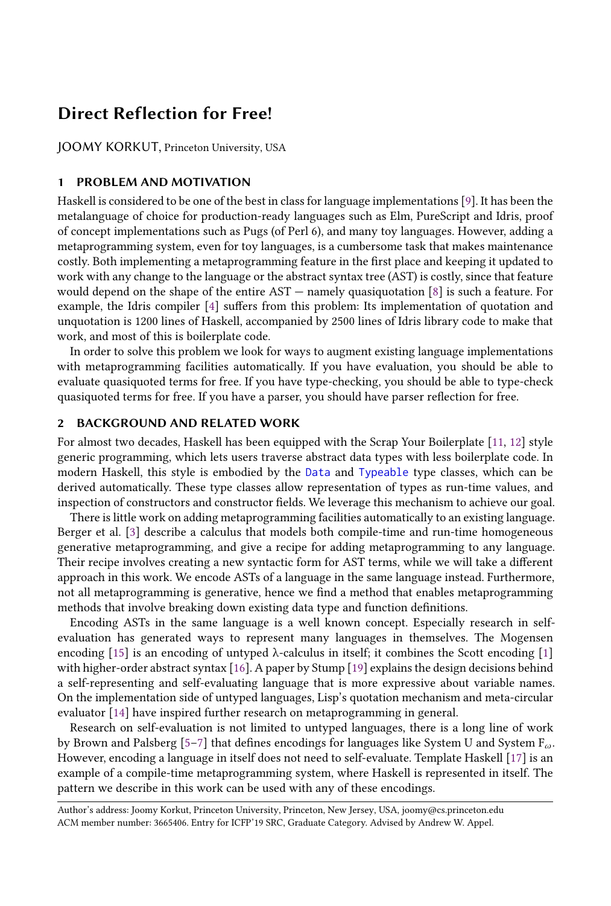# Direct Reflection for Free!

JOOMY KORKUT, Princeton University, USA

## 1 PROBLEM AND MOTIVATION

Haskell is considered to be one of the best in class for language implementations [9]. It has been the metalanguage of choice for production-ready languages such as Elm, PureScript and Idris, proof of concept implementations such as Pugs (of Perl 6), and many toy languages. However, adding a metaprogramming system, even for toy languages, is a cumbersome task that makes maintenance costly. Both implementing a metaprogramming feature in the first place and keeping it updated to work with any change to the language or the abstract syntax tree (AST) is costly, since that feature would depend on the shape of the entire AST — namely quasiquotation [8] is such a feature. For example, the Idris compiler [4] suffers from this problem: Its implementation of quotation and unquotation is 1200 lines of Haskell, accompanied by 2500 lines of Idris library code to make that work, and most of this is boilerplate code.

In order to solve this problem we look for ways to augment existing language implementations with metaprogramming facilities automatically. If you have evaluation, you should be able to evaluate quasiquoted terms for free. If you have type-checking, you should be able to type-check quasiquoted terms for free. If you have a parser, you should have parser reflection for free.

## 2 BACKGROUND AND RELATED WORK

For almost two decades, Haskell has been equipped with the Scrap Your Boilerplate [11, 12] style generic programming, which lets users traverse abstract data types with less boilerplate code. In modern Haskell, this style is embodied by the `Data` and `Typeable` type classes, which can be derived automatically. These type classes allow representation of types as run-time values, and inspection of constructors and constructor fields. We leverage this mechanism to achieve our goal.

There is little work on adding metaprogramming facilities automatically to an existing language. Berger et al. [3] describe a calculus that models both compile-time and run-time homogeneous generative metaprogramming, and give a recipe for adding metaprogramming to any language. Their recipe involves creating a new syntactic form for AST terms, while we will take a different approach in this work. We encode ASTs of a language in the same language instead. Furthermore, not all metaprogramming is generative, hence we find a method that enables metaprogramming methods that involve breaking down existing data type and function definitions.

Encoding ASTs in the same language is a well known concept. Especially research in self-evaluation has generated ways to represent many languages in themselves. The Mogensen encoding [15] is an encoding of untyped λ-calculus in itself; it combines the Scott encoding [1] with higher-order abstract syntax [16]. A paper by Stump [19] explains the design decisions behind a self-representing and self-evaluating language that is more expressive about variable names. On the implementation side of untyped languages, Lisp's quotation mechanism and meta-circular evaluator [14] have inspired further research on metaprogramming in general.

Research on self-evaluation is not limited to untyped languages, there is a long line of work by Brown and Palsberg [5–7] that defines encodings for languages like System U and System $F_\omega$. However, encoding a language in itself does not need to self-evaluate. Template Haskell [17] is an example of a compile-time metaprogramming system, where Haskell is represented in itself. The pattern we describe in this work can be used with any of these encodings.

Author's address: Joomy Korkut, Princeton University, Princeton, New Jersey, USA, joomy@cs.princeton.edu
ACM member number: 3665406. Entry for ICFP'19 SRC, Graduate Category. Advised by Andrew W. Appel.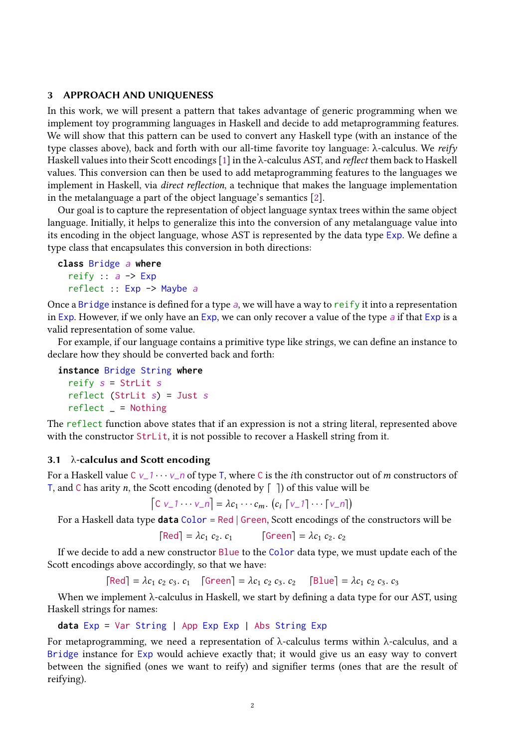## 3 APPROACH AND UNIQUENESS

In this work, we will present a pattern that takes advantage of generic programming when we implement toy programming languages in Haskell and decide to add metaprogramming features. We will show that this pattern can be used to convert any Haskell type (with an instance of the type classes above), back and forth with our all-time favorite toy language: λ-calculus. We *reify* Haskell values into their Scott encodings [1] in the λ-calculus AST, and *reflect* them back to Haskell values. This conversion can then be used to add metaprogramming features to the languages we implement in Haskell, via *direct reflection*, a technique that makes the language implementation in the metalanguage a part of the object language's semantics [2].

Our goal is to capture the representation of object language syntax trees within the same object language. Initially, it helps to generalize this into the conversion of any metalanguage value into its encoding in the object language, whose AST is represented by the data type `Exp`. We define a type class that encapsulates this conversion in both directions:

```
class Bridge a where
  reify :: a -> Exp
  reflect :: Exp -> Maybe a
```

Once a `Bridge` instance is defined for a type `a`, we will have a way to `reify` it into a representation in `Exp`. However, if we only have an `Exp`, we can only recover a value of the type `a` if that `Exp` is a valid representation of some value.

For example, if our language contains a primitive type like strings, we can define an instance to declare how they should be converted back and forth:

```
instance Bridge String where
  reify s = StrLit s
  reflect (StrLit s) = Just s
  reflect _ = Nothing
```

The `reflect` function above states that if an expression is not a string literal, represented above with the constructor `StrLit`, it is not possible to recover a Haskell string from it.

### 3.1 λ-calculus and Scott encoding

For a Haskell value `C` `v_1` ⋯ `v_n` of type `T`, where `C` is the $i$th constructor out of $m$ constructors of `T`, and `C` has arity $n$, the Scott encoding (denoted by ⌈ ⌉) of this value will be

$$\lceil \texttt{C}\ \texttt{v\_1} \cdots \texttt{v\_n} \rceil = \lambda c_1 \cdots c_m .\ (c_i\ \lceil \texttt{v\_1} \rceil \cdots \lceil \texttt{v\_n} \rceil)$$

For a Haskell data type **data** `Color` = `Red` | `Green`, Scott encodings of the constructors will be

$$\lceil \texttt{Red} \rceil = \lambda c_1\ c_2 .\ c_1 \qquad \lceil \texttt{Green} \rceil = \lambda c_1\ c_2 .\ c_2$$

If we decide to add a new constructor `Blue` to the `Color` data type, we must update each of the Scott encodings above accordingly, so that we have:

$$\lceil \texttt{Red} \rceil = \lambda c_1\ c_2\ c_3 .\ c_1 \quad \lceil \texttt{Green} \rceil = \lambda c_1\ c_2\ c_3 .\ c_2 \quad \lceil \texttt{Blue} \rceil = \lambda c_1\ c_2\ c_3 .\ c_3$$

When we implement λ-calculus in Haskell, we start by defining a data type for our AST, using Haskell strings for names:

```
data Exp = Var String | App Exp Exp | Abs String Exp
```

For metaprogramming, we need a representation of λ-calculus terms within λ-calculus, and a `Bridge` instance for `Exp` would achieve exactly that; it would give us an easy way to convert between the signified (ones we want to reify) and signifier terms (ones that are the result of reifying).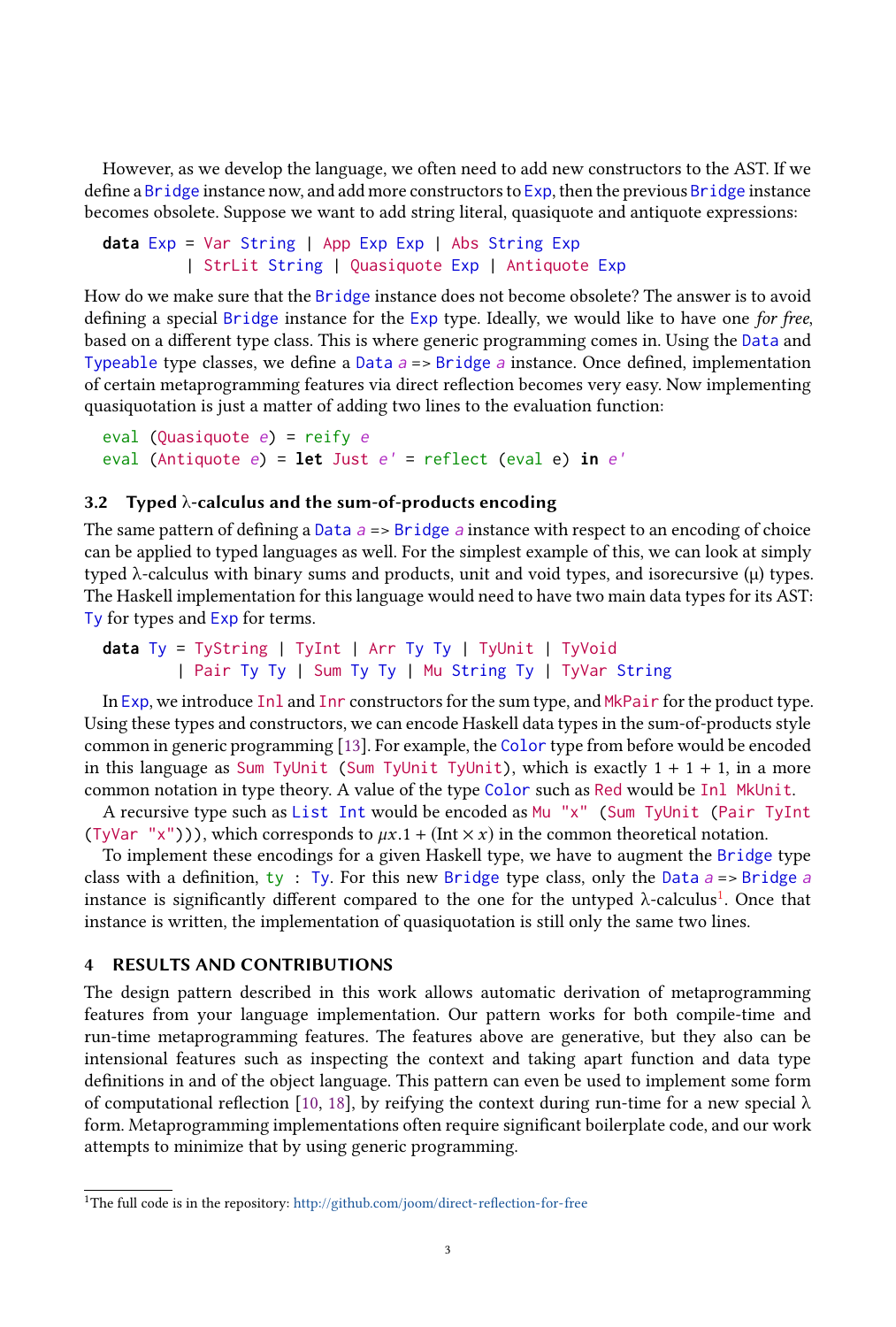However, as we develop the language, we often need to add new constructors to the AST. If we define a `Bridge` instance now, and add more constructors to `Exp`, then the previous `Bridge` instance becomes obsolete. Suppose we want to add string literal, quasiquote and antiquote expressions:

```
data Exp = Var String | App Exp Exp | Abs String Exp
         | StrLit String | Quasiquote Exp | Antiquote Exp
```

How do we make sure that the `Bridge` instance does not become obsolete? The answer is to avoid defining a special `Bridge` instance for the `Exp` type. Ideally, we would like to have one *for free*, based on a different type class. This is where generic programming comes in. Using the `Data` and `Typeable` type classes, we define a `Data a => Bridge a` instance. Once defined, implementation of certain metaprogramming features via direct reflection becomes very easy. Now implementing quasiquotation is just a matter of adding two lines to the evaluation function:

```
eval (Quasiquote e) = reify e
eval (Antiquote e) = let Just e' = reflect (eval e) in e'
```

### 3.2 Typed λ-calculus and the sum-of-products encoding

The same pattern of defining a `Data a => Bridge a` instance with respect to an encoding of choice can be applied to typed languages as well. For the simplest example of this, we can look at simply typed λ-calculus with binary sums and products, unit and void types, and isorecursive (μ) types. The Haskell implementation for this language would need to have two main data types for its AST: `Ty` for types and `Exp` for terms.

```
data Ty = TyString | TyInt | Arr Ty Ty | TyUnit | TyVoid
        | Pair Ty Ty | Sum Ty Ty | Mu String Ty | TyVar String
```

In `Exp`, we introduce `Inl` and `Inr` constructors for the sum type, and `MkPair` for the product type. Using these types and constructors, we can encode Haskell data types in the sum-of-products style common in generic programming [13]. For example, the `Color` type from before would be encoded in this language as `Sum TyUnit (Sum TyUnit TyUnit)`, which is exactly $1 + 1 + 1$, in a more common notation in type theory. A value of the type `Color` such as `Red` would be `Inl MkUnit`.

A recursive type such as `List Int` would be encoded as `Mu "x" (Sum TyUnit (Pair TyInt (TyVar "x")))`, which corresponds to $\mu x.1 + (\text{Int} \times x)$ in the common theoretical notation.

To implement these encodings for a given Haskell type, we have to augment the `Bridge` type class with a definition, `ty : Ty`. For this new `Bridge` type class, only the `Data a => Bridge a` instance is significantly different compared to the one for the untyped λ-calculus[1]. Once that instance is written, the implementation of quasiquotation is still only the same two lines.

## 4 RESULTS AND CONTRIBUTIONS

The design pattern described in this work allows automatic derivation of metaprogramming features from your language implementation. Our pattern works for both compile-time and run-time metaprogramming features. The features above are generative, but they also can be intensional features such as inspecting the context and taking apart function and data type definitions in and of the object language. This pattern can even be used to implement some form of computational reflection [10, 18], by reifying the context during run-time for a new special λ form. Metaprogramming implementations often require significant boilerplate code, and our work attempts to minimize that by using generic programming.

[1] The full code is in the repository: http://github.com/joom/direct-reflection-for-free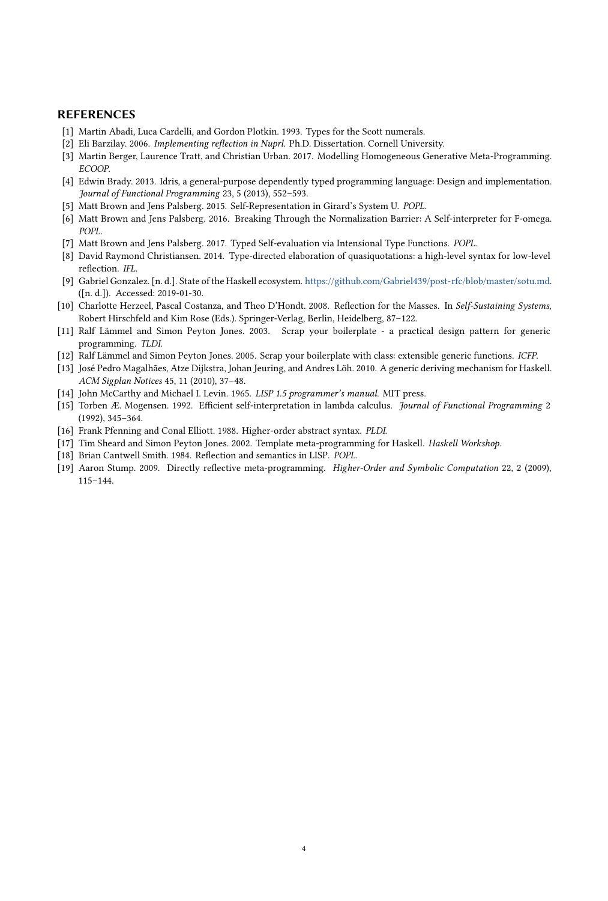## REFERENCES

[1] Martin Abadi, Luca Cardelli, and Gordon Plotkin. 1993. Types for the Scott numerals.

[2] Eli Barzilay. 2006. *Implementing reflection in Nuprl.* Ph.D. Dissertation. Cornell University.

[3] Martin Berger, Laurence Tratt, and Christian Urban. 2017. Modelling Homogeneous Generative Meta-Programming. *ECOOP*.

[4] Edwin Brady. 2013. Idris, a general-purpose dependently typed programming language: Design and implementation. *Journal of Functional Programming* 23, 5 (2013), 552–593.

[5] Matt Brown and Jens Palsberg. 2015. Self-Representation in Girard's System U. *POPL*.

[6] Matt Brown and Jens Palsberg. 2016. Breaking Through the Normalization Barrier: A Self-interpreter for F-omega. *POPL*.

[7] Matt Brown and Jens Palsberg. 2017. Typed Self-evaluation via Intensional Type Functions. *POPL*.

[8] David Raymond Christiansen. 2014. Type-directed elaboration of quasiquotations: a high-level syntax for low-level reflection. *IFL*.

[9] Gabriel Gonzalez. [n. d.]. State of the Haskell ecosystem. https://github.com/Gabriel439/post-rfc/blob/master/sotu.md. ([n. d.]). Accessed: 2019-01-30.

[10] Charlotte Herzeel, Pascal Costanza, and Theo D'Hondt. 2008. Reflection for the Masses. In *Self-Sustaining Systems*, Robert Hirschfeld and Kim Rose (Eds.). Springer-Verlag, Berlin, Heidelberg, 87–122.

[11] Ralf Lämmel and Simon Peyton Jones. 2003. Scrap your boilerplate - a practical design pattern for generic programming. *TLDI*.

[12] Ralf Lämmel and Simon Peyton Jones. 2005. Scrap your boilerplate with class: extensible generic functions. *ICFP*.

[13] José Pedro Magalhães, Atze Dijkstra, Johan Jeuring, and Andres Löh. 2010. A generic deriving mechanism for Haskell. *ACM Sigplan Notices* 45, 11 (2010), 37–48.

[14] John McCarthy and Michael I. Levin. 1965. *LISP 1.5 programmer's manual.* MIT press.

[15] Torben Æ. Mogensen. 1992. Efficient self-interpretation in lambda calculus. *Journal of Functional Programming* 2 (1992), 345–364.

[16] Frank Pfenning and Conal Elliott. 1988. Higher-order abstract syntax. *PLDI*.

[17] Tim Sheard and Simon Peyton Jones. 2002. Template meta-programming for Haskell. *Haskell Workshop*.

[18] Brian Cantwell Smith. 1984. Reflection and semantics in LISP. *POPL*.

[19] Aaron Stump. 2009. Directly reflective meta-programming. *Higher-Order and Symbolic Computation* 22, 2 (2009), 115–144.